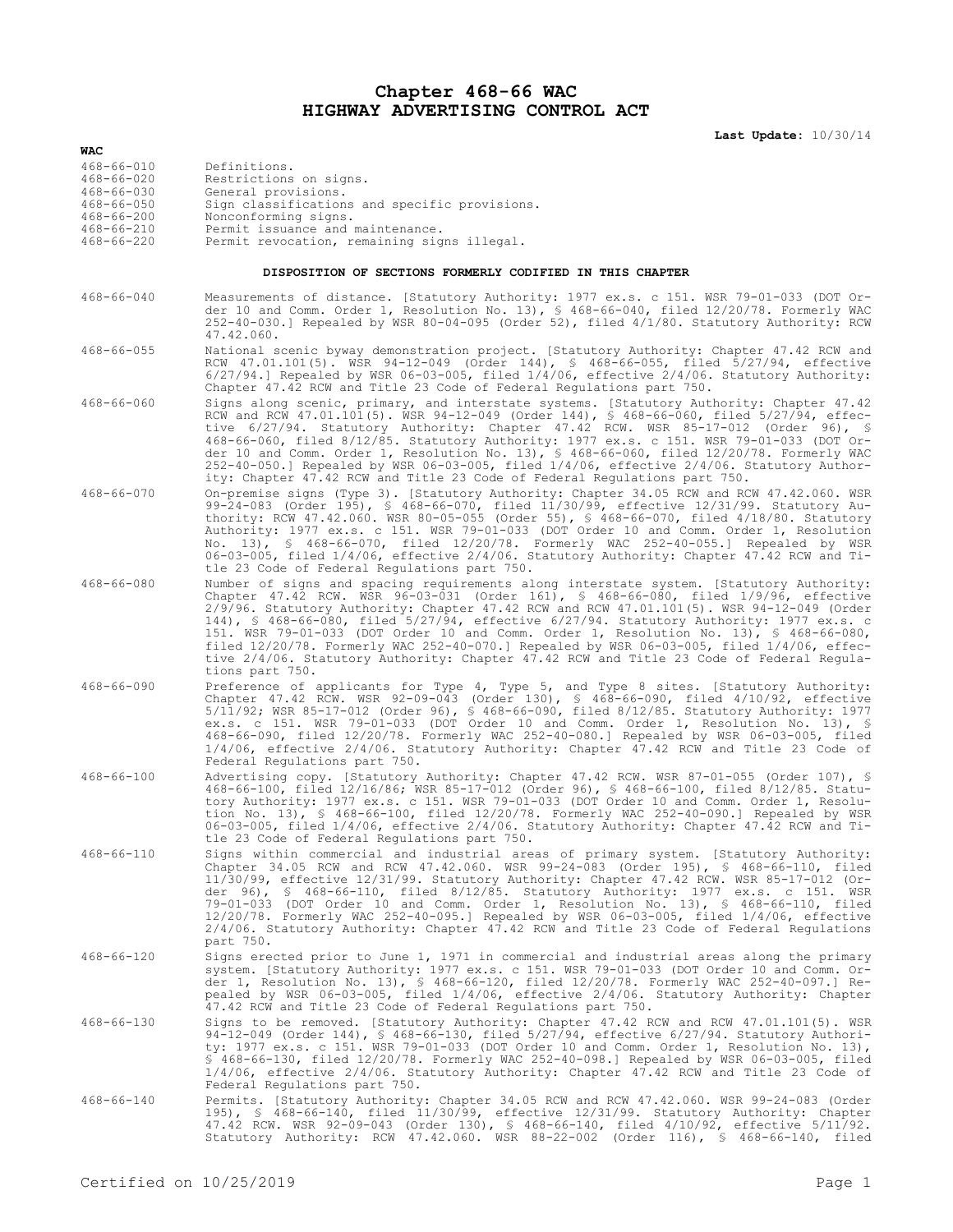# Chapter 468-66 WAC
# HIGHWAY ADVERTISING CONTROL ACT

**Last Update:** 10/30/14

**WAC**

| | |
|---|---|
| 468-66-010 | Definitions. |
| 468-66-020 | Restrictions on signs. |
| 468-66-030 | General provisions. |
| 468-66-050 | Sign classifications and specific provisions. |
| 468-66-200 | Nonconforming signs. |
| 468-66-210 | Permit issuance and maintenance. |
| 468-66-220 | Permit revocation, remaining signs illegal. |

**DISPOSITION OF SECTIONS FORMERLY CODIFIED IN THIS CHAPTER**

468-66-040 Measurements of distance. [Statutory Authority: 1977 ex.s. c 151. WSR 79-01-033 (DOT Order 10 and Comm. Order 1, Resolution No. 13), § 468-66-040, filed 12/20/78. Formerly WAC 252-40-030.] Repealed by WSR 80-04-095 (Order 52), filed 4/1/80. Statutory Authority: RCW 47.42.060.

468-66-055 National scenic byway demonstration project. [Statutory Authority: Chapter 47.42 RCW and RCW 47.01.101(5). WSR 94-12-049 (Order 144), § 468-66-055, filed 5/27/94, effective 6/27/94.] Repealed by WSR 06-03-005, filed 1/4/06, effective 2/4/06. Statutory Authority: Chapter 47.42 RCW and Title 23 Code of Federal Regulations part 750.

468-66-060 Signs along scenic, primary, and interstate systems. [Statutory Authority: Chapter 47.42 RCW and RCW 47.01.101(5). WSR 94-12-049 (Order 144), § 468-66-060, filed 5/27/94, effective 6/27/94. Statutory Authority: Chapter 47.42 RCW. WSR 85-17-012 (Order 96), § 468-66-060, filed 8/12/85. Statutory Authority: 1977 ex.s. c 151. WSR 79-01-033 (DOT Order 10 and Comm. Order 1, Resolution No. 13), § 468-66-060, filed 12/20/78. Formerly WAC 252-40-050.] Repealed by WSR 06-03-005, filed 1/4/06, effective 2/4/06. Statutory Authority: Chapter 47.42 RCW and Title 23 Code of Federal Regulations part 750.

468-66-070 On-premise signs (Type 3). [Statutory Authority: Chapter 34.05 RCW and RCW 47.42.060. WSR 99-24-083 (Order 195), § 468-66-070, filed 11/30/99, effective 12/31/99. Statutory Authority: RCW 47.42.060. WSR 80-05-055 (Order 55), § 468-66-070, filed 4/18/80. Statutory Authority: 1977 ex.s. c 151. WSR 79-01-033 (DOT Order 10 and Comm. Order 1, Resolution No. 13), § 468-66-070, filed 12/20/78. Formerly WAC 252-40-055.] Repealed by WSR 06-03-005, filed 1/4/06, effective 2/4/06. Statutory Authority: Chapter 47.42 RCW and Title 23 Code of Federal Regulations part 750.

468-66-080 Number of signs and spacing requirements along interstate system. [Statutory Authority: Chapter 47.42 RCW. WSR 96-03-031 (Order 161), § 468-66-080, filed 1/9/96, effective 2/9/96. Statutory Authority: Chapter 47.42 RCW and RCW 47.01.101(5). WSR 94-12-049 (Order 144), § 468-66-080, filed 5/27/94, effective 6/27/94. Statutory Authority: 1977 ex.s. c 151. WSR 79-01-033 (DOT Order 10 and Comm. Order 1, Resolution No. 13), § 468-66-080, filed 12/20/78. Formerly WAC 252-40-070.] Repealed by WSR 06-03-005, filed 1/4/06, effective 2/4/06. Statutory Authority: Chapter 47.42 RCW and Title 23 Code of Federal Regulations part 750.

468-66-090 Preference of applicants for Type 4, Type 5, and Type 8 sites. [Statutory Authority: Chapter 47.42 RCW. WSR 92-09-043 (Order 130), § 468-66-090, filed 4/10/92, effective 5/11/92; WSR 85-17-012 (Order 96), § 468-66-090, filed 8/12/85. Statutory Authority: 1977 ex.s. c 151. WSR 79-01-033 (DOT Order 10 and Comm. Order 1, Resolution No. 13), § 468-66-090, filed 12/20/78. Formerly WAC 252-40-080.] Repealed by WSR 06-03-005, filed 1/4/06, effective 2/4/06. Statutory Authority: Chapter 47.42 RCW and Title 23 Code of Federal Regulations part 750.

468-66-100 Advertising copy. [Statutory Authority: Chapter 47.42 RCW. WSR 87-01-055 (Order 107), § 468-66-100, filed 12/16/86; WSR 85-17-012 (Order 96), § 468-66-100, filed 8/12/85. Statutory Authority: 1977 ex.s. c 151. WSR 79-01-033 (DOT Order 10 and Comm. Order 1, Resolution No. 13), § 468-66-100, filed 12/20/78. Formerly WAC 252-40-090.] Repealed by WSR 06-03-005, filed 1/4/06, effective 2/4/06. Statutory Authority: Chapter 47.42 RCW and Title 23 Code of Federal Regulations part 750.

468-66-110 Signs within commercial and industrial areas of primary system. [Statutory Authority: Chapter 34.05 RCW and RCW 47.42.060. WSR 99-24-083 (Order 195), § 468-66-110, filed 11/30/99, effective 12/31/99. Statutory Authority: Chapter 47.42 RCW. WSR 85-17-012 (Order 96), § 468-66-110, filed 8/12/85. Statutory Authority: 1977 ex.s. c 151. WSR 79-01-033 (DOT Order 10 and Comm. Order 1, Resolution No. 13), § 468-66-110, filed 12/20/78. Formerly WAC 252-40-095.] Repealed by WSR 06-03-005, filed 1/4/06, effective 2/4/06. Statutory Authority: Chapter 47.42 RCW and Title 23 Code of Federal Regulations part 750.

468-66-120 Signs erected prior to June 1, 1971 in commercial and industrial areas along the primary system. [Statutory Authority: 1977 ex.s. c 151. WSR 79-01-033 (DOT Order 10 and Comm. Order 1, Resolution No. 13), § 468-66-120, filed 12/20/78. Formerly WAC 252-40-097.] Repealed by WSR 06-03-005, filed 1/4/06, effective 2/4/06. Statutory Authority: Chapter 47.42 RCW and Title 23 Code of Federal Regulations part 750.

468-66-130 Signs to be removed. [Statutory Authority: Chapter 47.42 RCW and RCW 47.01.101(5). WSR 94-12-049 (Order 144), § 468-66-130, filed 5/27/94, effective 6/27/94. Statutory Authority: 1977 ex.s. c 151. WSR 79-01-033 (DOT Order 10 and Comm. Order 1, Resolution No. 13), § 468-66-130, filed 12/20/78. Formerly WAC 252-40-098.] Repealed by WSR 06-03-005, filed 1/4/06, effective 2/4/06. Statutory Authority: Chapter 47.42 RCW and Title 23 Code of Federal Regulations part 750.

468-66-140 Permits. [Statutory Authority: Chapter 34.05 RCW and RCW 47.42.060. WSR 99-24-083 (Order 195), § 468-66-140, filed 11/30/99, effective 12/31/99. Statutory Authority: Chapter 47.42 RCW. WSR 92-09-043 (Order 130), § 468-66-140, filed 4/10/92, effective 5/11/92. Statutory Authority: RCW 47.42.060. WSR 88-22-002 (Order 116), § 468-66-140, filed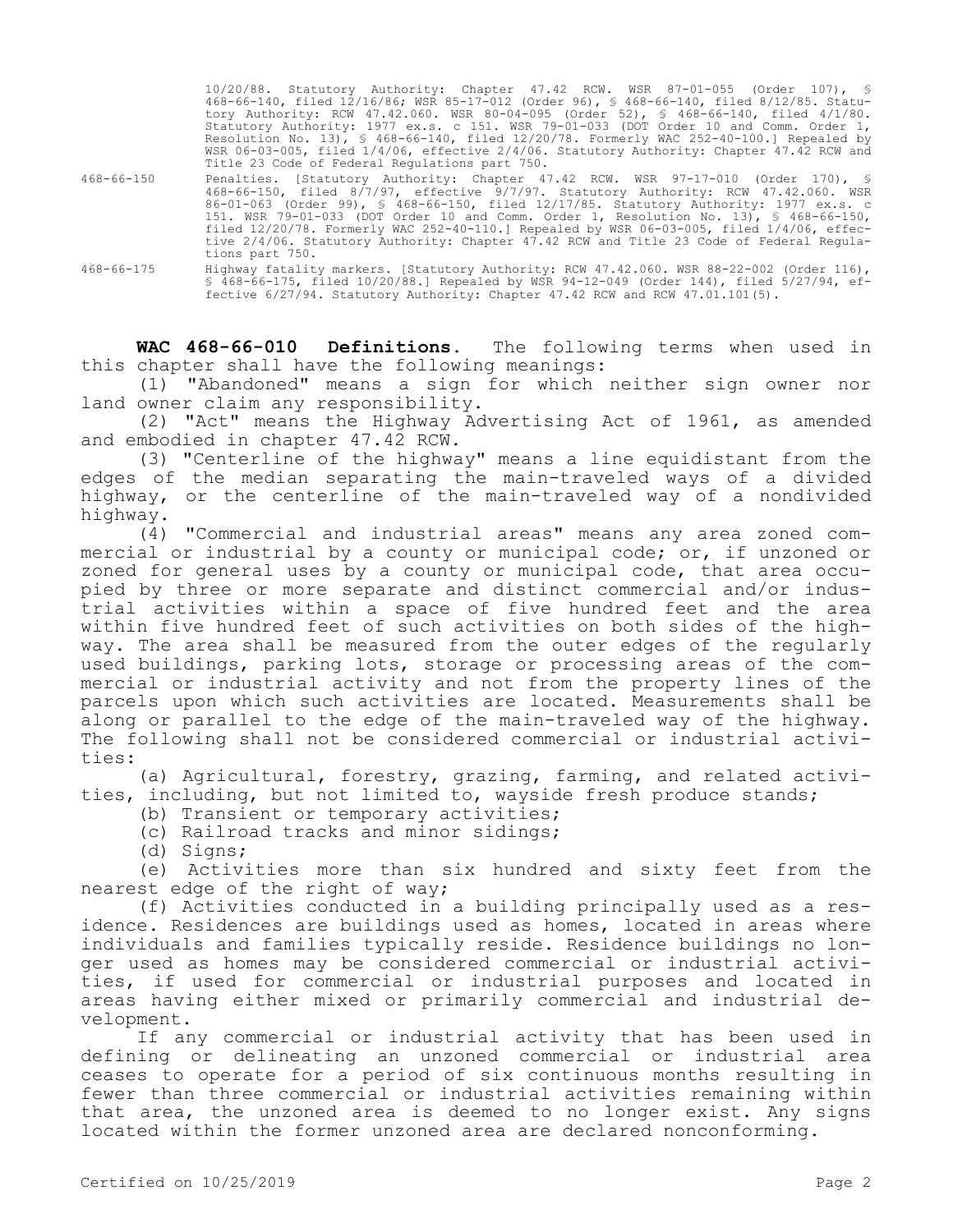10/20/88. Statutory Authority: Chapter 47.42 RCW. WSR 87-01-055 (Order 107), § 468-66-140, filed 12/16/86; WSR 85-17-012 (Order 96), § 468-66-140, filed 8/12/85. Statutory Authority: RCW 47.42.060. WSR 80-04-095 (Order 52), § 468-66-140, filed 4/1/80. Statutory Authority: 1977 ex.s. c 151. WSR 79-01-033 (DOT Order 10 and Comm. Order 1, Resolution No. 13), § 468-66-140, filed 12/20/78. Formerly WAC 252-40-100.] Repealed by WSR 06-03-005, filed 1/4/06, effective 2/4/06. Statutory Authority: Chapter 47.42 RCW and Title 23 Code of Federal Regulations part 750.

468-66-150 Penalties. [Statutory Authority: Chapter 47.42 RCW. WSR 97-17-010 (Order 170), § 468-66-150, filed 8/7/97, effective 9/7/97. Statutory Authority: RCW 47.42.060. WSR 86-01-063 (Order 99), § 468-66-150, filed 12/17/85. Statutory Authority: 1977 ex.s. c 151. WSR 79-01-033 (DOT Order 10 and Comm. Order 1, Resolution No. 13), § 468-66-150, filed 12/20/78. Formerly WAC 252-40-110.] Repealed by WSR 06-03-005, filed 1/4/06, effective 2/4/06. Statutory Authority: Chapter 47.42 RCW and Title 23 Code of Federal Regulations part 750.

468-66-175 Highway fatality markers. [Statutory Authority: RCW 47.42.060. WSR 88-22-002 (Order 116), § 468-66-175, filed 10/20/88.] Repealed by WSR 94-12-049 (Order 144), filed 5/27/94, effective 6/27/94. Statutory Authority: Chapter 47.42 RCW and RCW 47.01.101(5).

**WAC 468-66-010 Definitions.** The following terms when used in this chapter shall have the following meanings:

(1) "Abandoned" means a sign for which neither sign owner nor land owner claim any responsibility.

(2) "Act" means the Highway Advertising Act of 1961, as amended and embodied in chapter 47.42 RCW.

(3) "Centerline of the highway" means a line equidistant from the edges of the median separating the main-traveled ways of a divided highway, or the centerline of the main-traveled way of a nondivided highway.

(4) "Commercial and industrial areas" means any area zoned commercial or industrial by a county or municipal code; or, if unzoned or zoned for general uses by a county or municipal code, that area occupied by three or more separate and distinct commercial and/or industrial activities within a space of five hundred feet and the area within five hundred feet of such activities on both sides of the highway. The area shall be measured from the outer edges of the regularly used buildings, parking lots, storage or processing areas of the commercial or industrial activity and not from the property lines of the parcels upon which such activities are located. Measurements shall be along or parallel to the edge of the main-traveled way of the highway. The following shall not be considered commercial or industrial activities:

(a) Agricultural, forestry, grazing, farming, and related activities, including, but not limited to, wayside fresh produce stands;

(b) Transient or temporary activities;

(c) Railroad tracks and minor sidings;

(d) Signs;

(e) Activities more than six hundred and sixty feet from the nearest edge of the right of way;

(f) Activities conducted in a building principally used as a residence. Residences are buildings used as homes, located in areas where individuals and families typically reside. Residence buildings no longer used as homes may be considered commercial or industrial activities, if used for commercial or industrial purposes and located in areas having either mixed or primarily commercial and industrial development.

If any commercial or industrial activity that has been used in defining or delineating an unzoned commercial or industrial area ceases to operate for a period of six continuous months resulting in fewer than three commercial or industrial activities remaining within that area, the unzoned area is deemed to no longer exist. Any signs located within the former unzoned area are declared nonconforming.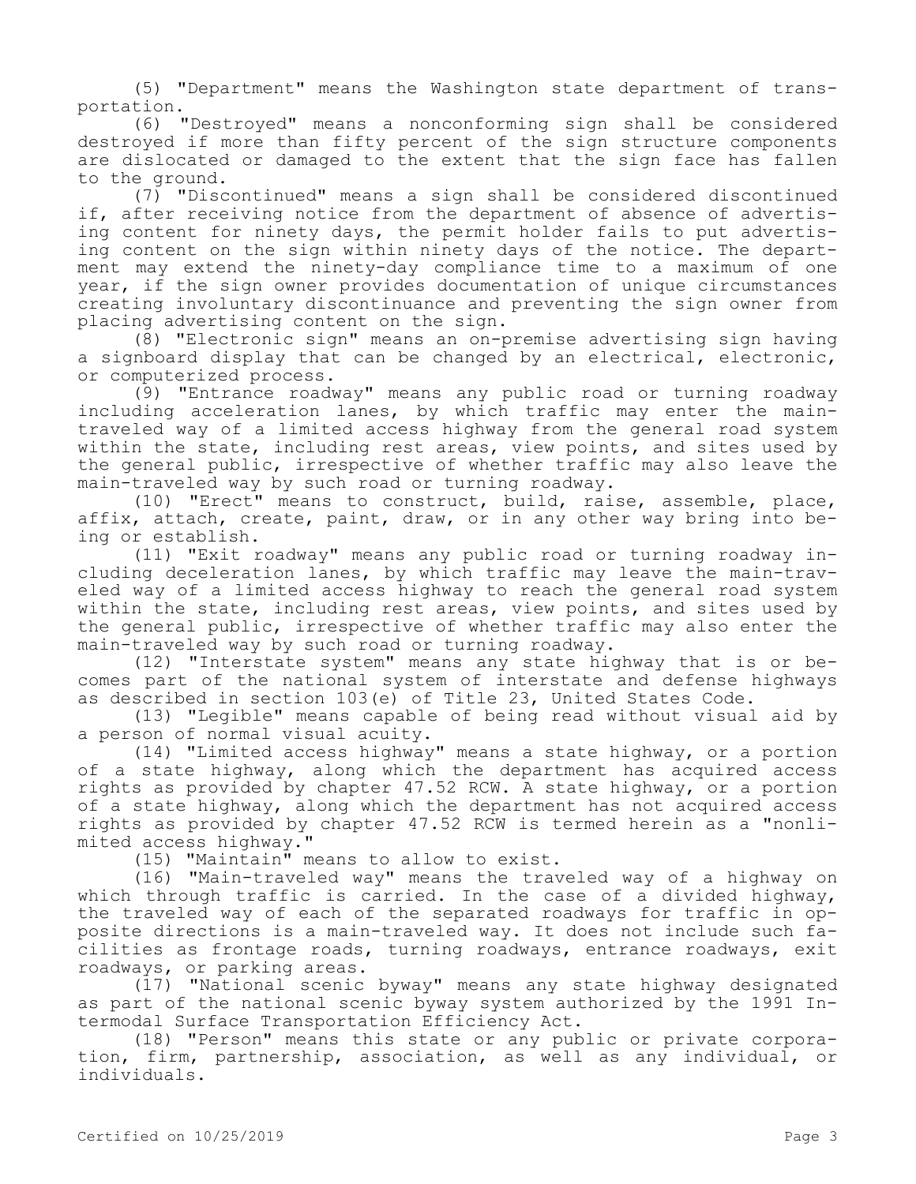(5) "Department" means the Washington state department of transportation.

(6) "Destroyed" means a nonconforming sign shall be considered destroyed if more than fifty percent of the sign structure components are dislocated or damaged to the extent that the sign face has fallen to the ground.

(7) "Discontinued" means a sign shall be considered discontinued if, after receiving notice from the department of absence of advertising content for ninety days, the permit holder fails to put advertising content on the sign within ninety days of the notice. The department may extend the ninety-day compliance time to a maximum of one year, if the sign owner provides documentation of unique circumstances creating involuntary discontinuance and preventing the sign owner from placing advertising content on the sign.

(8) "Electronic sign" means an on-premise advertising sign having a signboard display that can be changed by an electrical, electronic, or computerized process.

(9) "Entrance roadway" means any public road or turning roadway including acceleration lanes, by which traffic may enter the main-traveled way of a limited access highway from the general road system within the state, including rest areas, view points, and sites used by the general public, irrespective of whether traffic may also leave the main-traveled way by such road or turning roadway.

(10) "Erect" means to construct, build, raise, assemble, place, affix, attach, create, paint, draw, or in any other way bring into being or establish.

(11) "Exit roadway" means any public road or turning roadway including deceleration lanes, by which traffic may leave the main-traveled way of a limited access highway to reach the general road system within the state, including rest areas, view points, and sites used by the general public, irrespective of whether traffic may also enter the main-traveled way by such road or turning roadway.

(12) "Interstate system" means any state highway that is or becomes part of the national system of interstate and defense highways as described in section 103(e) of Title 23, United States Code.

(13) "Legible" means capable of being read without visual aid by a person of normal visual acuity.

(14) "Limited access highway" means a state highway, or a portion of a state highway, along which the department has acquired access rights as provided by chapter 47.52 RCW. A state highway, or a portion of a state highway, along which the department has not acquired access rights as provided by chapter 47.52 RCW is termed herein as a "nonlimited access highway."

(15) "Maintain" means to allow to exist.

(16) "Main-traveled way" means the traveled way of a highway on which through traffic is carried. In the case of a divided highway, the traveled way of each of the separated roadways for traffic in opposite directions is a main-traveled way. It does not include such facilities as frontage roads, turning roadways, entrance roadways, exit roadways, or parking areas.

(17) "National scenic byway" means any state highway designated as part of the national scenic byway system authorized by the 1991 Intermodal Surface Transportation Efficiency Act.

(18) "Person" means this state or any public or private corporation, firm, partnership, association, as well as any individual, or individuals.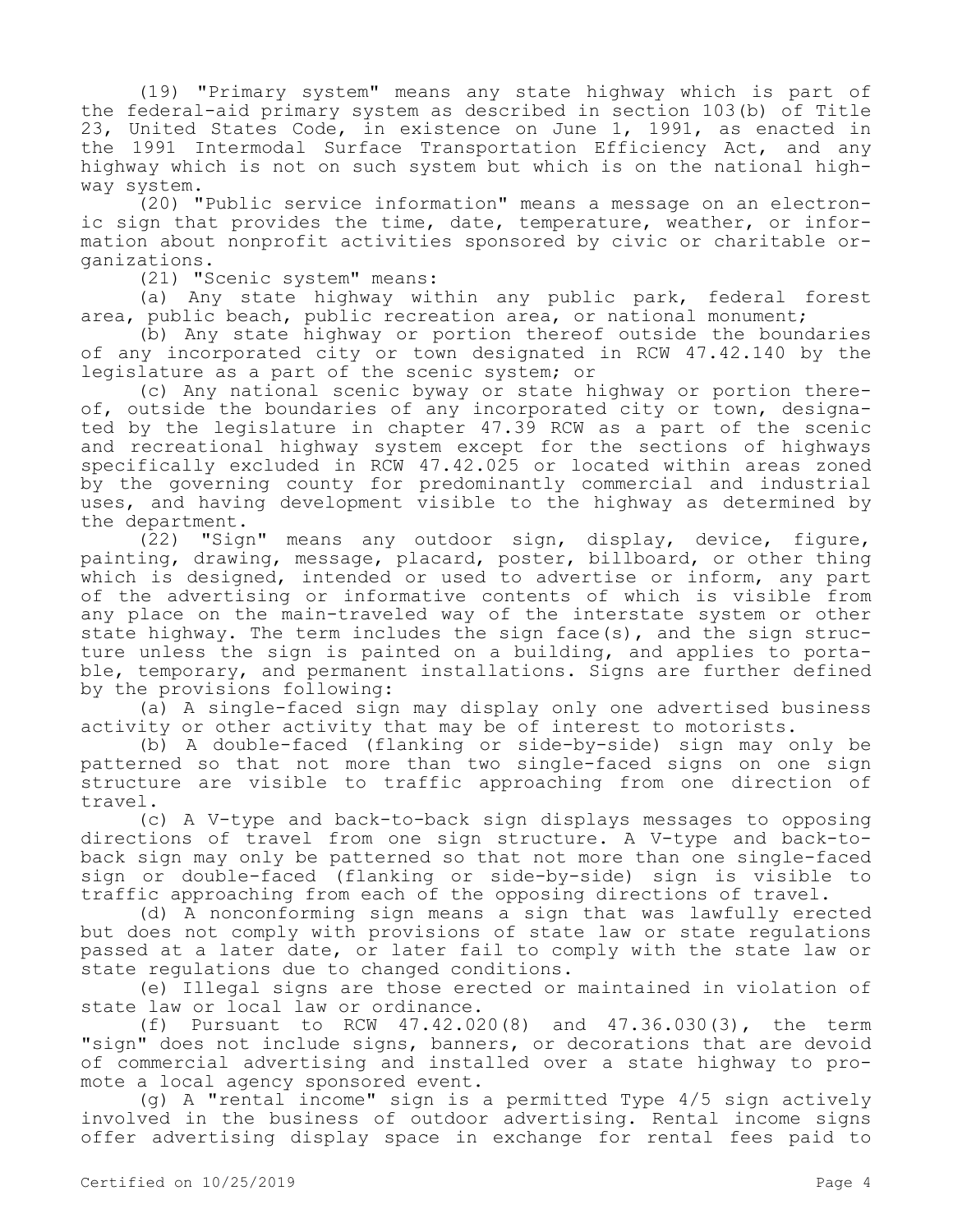(19) "Primary system" means any state highway which is part of the federal-aid primary system as described in section 103(b) of Title 23, United States Code, in existence on June 1, 1991, as enacted in the 1991 Intermodal Surface Transportation Efficiency Act, and any highway which is not on such system but which is on the national highway system.

(20) "Public service information" means a message on an electronic sign that provides the time, date, temperature, weather, or information about nonprofit activities sponsored by civic or charitable organizations.

(21) "Scenic system" means:

(a) Any state highway within any public park, federal forest area, public beach, public recreation area, or national monument;

(b) Any state highway or portion thereof outside the boundaries of any incorporated city or town designated in RCW 47.42.140 by the legislature as a part of the scenic system; or

(c) Any national scenic byway or state highway or portion thereof, outside the boundaries of any incorporated city or town, designated by the legislature in chapter 47.39 RCW as a part of the scenic and recreational highway system except for the sections of highways specifically excluded in RCW 47.42.025 or located within areas zoned by the governing county for predominantly commercial and industrial uses, and having development visible to the highway as determined by the department.

(22) "Sign" means any outdoor sign, display, device, figure, painting, drawing, message, placard, poster, billboard, or other thing which is designed, intended or used to advertise or inform, any part of the advertising or informative contents of which is visible from any place on the main-traveled way of the interstate system or other state highway. The term includes the sign face(s), and the sign structure unless the sign is painted on a building, and applies to portable, temporary, and permanent installations. Signs are further defined by the provisions following:

(a) A single-faced sign may display only one advertised business activity or other activity that may be of interest to motorists.

(b) A double-faced (flanking or side-by-side) sign may only be patterned so that not more than two single-faced signs on one sign structure are visible to traffic approaching from one direction of travel.

(c) A V-type and back-to-back sign displays messages to opposing directions of travel from one sign structure. A V-type and back-to-back sign may only be patterned so that not more than one single-faced sign or double-faced (flanking or side-by-side) sign is visible to traffic approaching from each of the opposing directions of travel.

(d) A nonconforming sign means a sign that was lawfully erected but does not comply with provisions of state law or state regulations passed at a later date, or later fail to comply with the state law or state regulations due to changed conditions.

(e) Illegal signs are those erected or maintained in violation of state law or local law or ordinance.

(f) Pursuant to RCW 47.42.020(8) and 47.36.030(3), the term "sign" does not include signs, banners, or decorations that are devoid of commercial advertising and installed over a state highway to promote a local agency sponsored event.

(g) A "rental income" sign is a permitted Type 4/5 sign actively involved in the business of outdoor advertising. Rental income signs offer advertising display space in exchange for rental fees paid to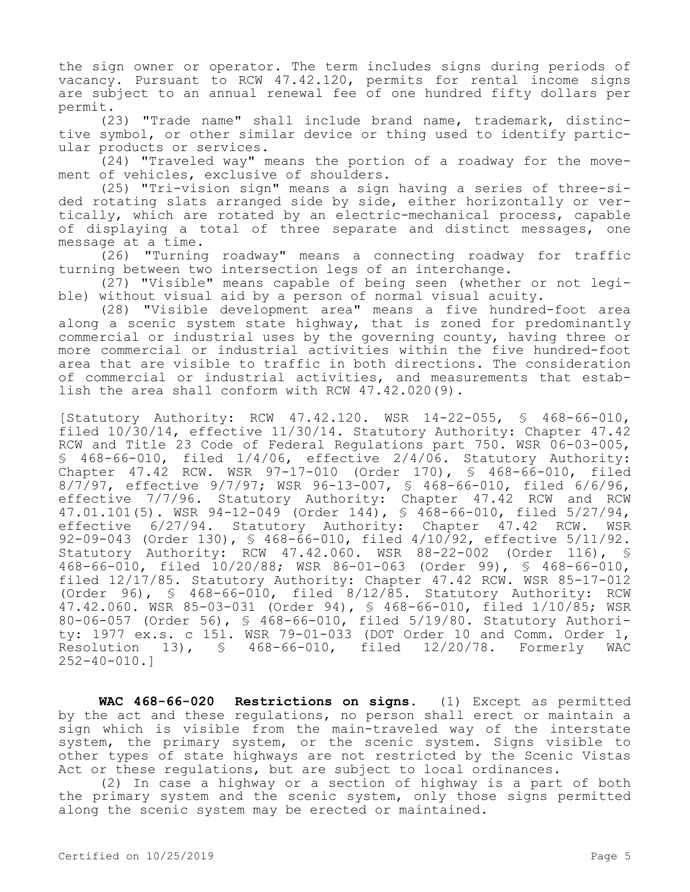the sign owner or operator. The term includes signs during periods of vacancy. Pursuant to RCW 47.42.120, permits for rental income signs are subject to an annual renewal fee of one hundred fifty dollars per permit.

(23) "Trade name" shall include brand name, trademark, distinctive symbol, or other similar device or thing used to identify particular products or services.

(24) "Traveled way" means the portion of a roadway for the movement of vehicles, exclusive of shoulders.

(25) "Tri-vision sign" means a sign having a series of three-sided rotating slats arranged side by side, either horizontally or vertically, which are rotated by an electric-mechanical process, capable of displaying a total of three separate and distinct messages, one message at a time.

(26) "Turning roadway" means a connecting roadway for traffic turning between two intersection legs of an interchange.

(27) "Visible" means capable of being seen (whether or not legible) without visual aid by a person of normal visual acuity.

(28) "Visible development area" means a five hundred-foot area along a scenic system state highway, that is zoned for predominantly commercial or industrial uses by the governing county, having three or more commercial or industrial activities within the five hundred-foot area that are visible to traffic in both directions. The consideration of commercial or industrial activities, and measurements that establish the area shall conform with RCW 47.42.020(9).

[Statutory Authority: RCW 47.42.120. WSR 14-22-055, § 468-66-010, filed 10/30/14, effective 11/30/14. Statutory Authority: Chapter 47.42 RCW and Title 23 Code of Federal Regulations part 750. WSR 06-03-005, § 468-66-010, filed 1/4/06, effective 2/4/06. Statutory Authority: Chapter 47.42 RCW. WSR 97-17-010 (Order 170), § 468-66-010, filed 8/7/97, effective 9/7/97; WSR 96-13-007, § 468-66-010, filed 6/6/96, effective 7/7/96. Statutory Authority: Chapter 47.42 RCW and RCW 47.01.101(5). WSR 94-12-049 (Order 144), § 468-66-010, filed 5/27/94, effective 6/27/94. Statutory Authority: Chapter 47.42 RCW. WSR 92-09-043 (Order 130), § 468-66-010, filed 4/10/92, effective 5/11/92. Statutory Authority: RCW 47.42.060. WSR 88-22-002 (Order 116), § 468-66-010, filed 10/20/88; WSR 86-01-063 (Order 99), § 468-66-010, filed 12/17/85. Statutory Authority: Chapter 47.42 RCW. WSR 85-17-012 (Order 96), § 468-66-010, filed 8/12/85. Statutory Authority: RCW 47.42.060. WSR 85-03-031 (Order 94), § 468-66-010, filed 1/10/85; WSR 80-06-057 (Order 56), § 468-66-010, filed 5/19/80. Statutory Authority: 1977 ex.s. c 151. WSR 79-01-033 (DOT Order 10 and Comm. Order 1, Resolution 13), § 468-66-010, filed 12/20/78. Formerly WAC 252-40-010.]

**WAC 468-66-020 Restrictions on signs.** (1) Except as permitted by the act and these regulations, no person shall erect or maintain a sign which is visible from the main-traveled way of the interstate system, the primary system, or the scenic system. Signs visible to other types of state highways are not restricted by the Scenic Vistas Act or these regulations, but are subject to local ordinances.

(2) In case a highway or a section of highway is a part of both the primary system and the scenic system, only those signs permitted along the scenic system may be erected or maintained.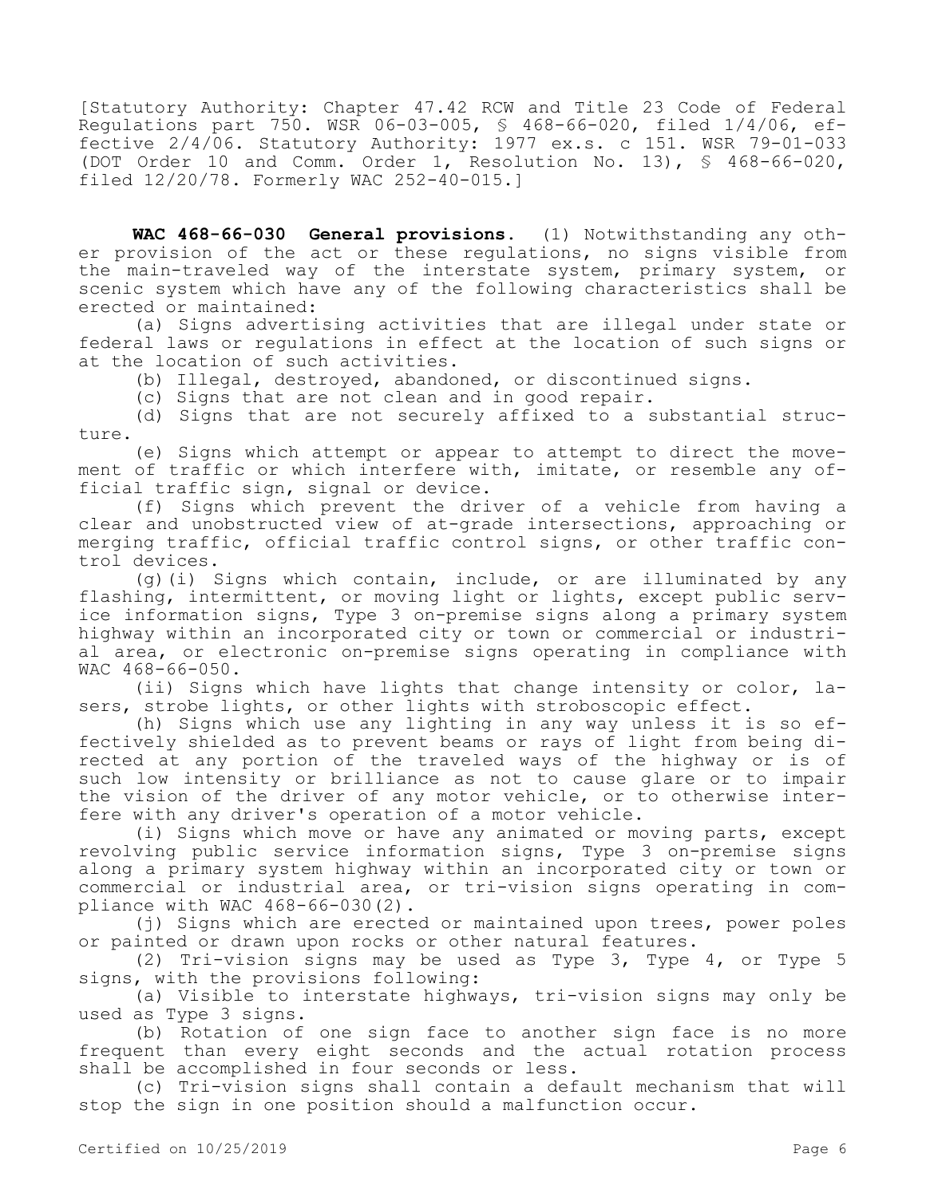[Statutory Authority: Chapter 47.42 RCW and Title 23 Code of Federal Regulations part 750. WSR 06-03-005, § 468-66-020, filed 1/4/06, effective 2/4/06. Statutory Authority: 1977 ex.s. c 151. WSR 79-01-033 (DOT Order 10 and Comm. Order 1, Resolution No. 13), § 468-66-020, filed 12/20/78. Formerly WAC 252-40-015.]

**WAC 468-66-030 General provisions.** (1) Notwithstanding any other provision of the act or these regulations, no signs visible from the main-traveled way of the interstate system, primary system, or scenic system which have any of the following characteristics shall be erected or maintained:

(a) Signs advertising activities that are illegal under state or federal laws or regulations in effect at the location of such signs or at the location of such activities.

(b) Illegal, destroyed, abandoned, or discontinued signs.

(c) Signs that are not clean and in good repair.

(d) Signs that are not securely affixed to a substantial structure.

(e) Signs which attempt or appear to attempt to direct the movement of traffic or which interfere with, imitate, or resemble any official traffic sign, signal or device.

(f) Signs which prevent the driver of a vehicle from having a clear and unobstructed view of at-grade intersections, approaching or merging traffic, official traffic control signs, or other traffic control devices.

(g)(i) Signs which contain, include, or are illuminated by any flashing, intermittent, or moving light or lights, except public service information signs, Type 3 on-premise signs along a primary system highway within an incorporated city or town or commercial or industrial area, or electronic on-premise signs operating in compliance with WAC 468-66-050.

(ii) Signs which have lights that change intensity or color, lasers, strobe lights, or other lights with stroboscopic effect.

(h) Signs which use any lighting in any way unless it is so effectively shielded as to prevent beams or rays of light from being directed at any portion of the traveled ways of the highway or is of such low intensity or brilliance as not to cause glare or to impair the vision of the driver of any motor vehicle, or to otherwise interfere with any driver's operation of a motor vehicle.

(i) Signs which move or have any animated or moving parts, except revolving public service information signs, Type 3 on-premise signs along a primary system highway within an incorporated city or town or commercial or industrial area, or tri-vision signs operating in compliance with WAC 468-66-030(2).

(j) Signs which are erected or maintained upon trees, power poles or painted or drawn upon rocks or other natural features.

(2) Tri-vision signs may be used as Type 3, Type 4, or Type 5 signs, with the provisions following:

(a) Visible to interstate highways, tri-vision signs may only be used as Type 3 signs.

(b) Rotation of one sign face to another sign face is no more frequent than every eight seconds and the actual rotation process shall be accomplished in four seconds or less.

(c) Tri-vision signs shall contain a default mechanism that will stop the sign in one position should a malfunction occur.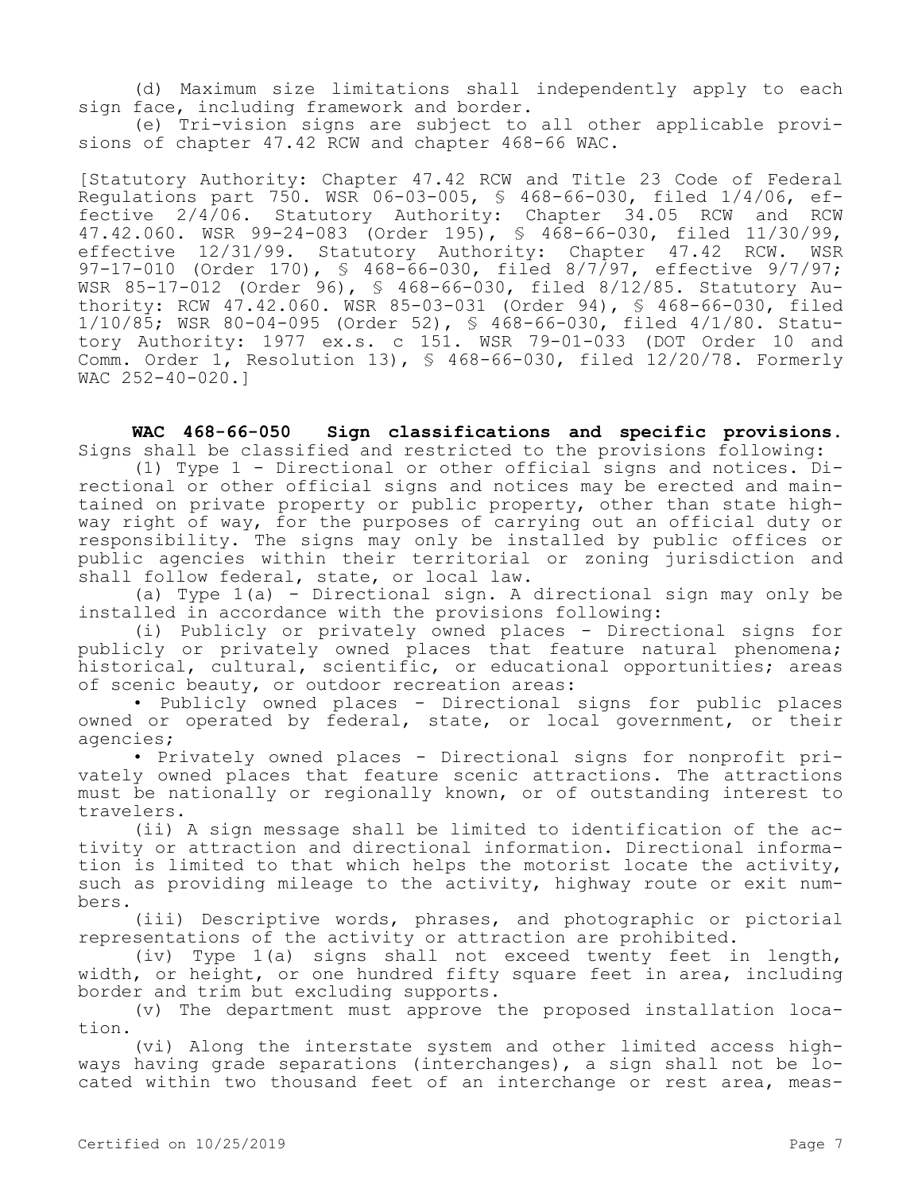(d) Maximum size limitations shall independently apply to each sign face, including framework and border.

(e) Tri-vision signs are subject to all other applicable provisions of chapter 47.42 RCW and chapter 468-66 WAC.

[Statutory Authority: Chapter 47.42 RCW and Title 23 Code of Federal Regulations part 750. WSR 06-03-005, § 468-66-030, filed 1/4/06, effective 2/4/06. Statutory Authority: Chapter 34.05 RCW and RCW 47.42.060. WSR 99-24-083 (Order 195), § 468-66-030, filed 11/30/99, effective 12/31/99. Statutory Authority: Chapter 47.42 RCW. WSR 97-17-010 (Order 170), § 468-66-030, filed 8/7/97, effective 9/7/97; WSR 85-17-012 (Order 96), § 468-66-030, filed 8/12/85. Statutory Authority: RCW 47.42.060. WSR 85-03-031 (Order 94), § 468-66-030, filed 1/10/85; WSR 80-04-095 (Order 52), § 468-66-030, filed 4/1/80. Statutory Authority: 1977 ex.s. c 151. WSR 79-01-033 (DOT Order 10 and Comm. Order 1, Resolution 13), § 468-66-030, filed 12/20/78. Formerly WAC 252-40-020.]

**WAC 468-66-050 Sign classifications and specific provisions.** Signs shall be classified and restricted to the provisions following:

(1) Type 1 - Directional or other official signs and notices. Directional or other official signs and notices may be erected and maintained on private property or public property, other than state highway right of way, for the purposes of carrying out an official duty or responsibility. The signs may only be installed by public offices or public agencies within their territorial or zoning jurisdiction and shall follow federal, state, or local law.

(a) Type 1(a) - Directional sign. A directional sign may only be installed in accordance with the provisions following:

(i) Publicly or privately owned places - Directional signs for publicly or privately owned places that feature natural phenomena; historical, cultural, scientific, or educational opportunities; areas of scenic beauty, or outdoor recreation areas:

- Publicly owned places - Directional signs for public places owned or operated by federal, state, or local government, or their agencies;
- Privately owned places - Directional signs for nonprofit privately owned places that feature scenic attractions. The attractions must be nationally or regionally known, or of outstanding interest to travelers.

(ii) A sign message shall be limited to identification of the activity or attraction and directional information. Directional information is limited to that which helps the motorist locate the activity, such as providing mileage to the activity, highway route or exit numbers.

(iii) Descriptive words, phrases, and photographic or pictorial representations of the activity or attraction are prohibited.

(iv) Type 1(a) signs shall not exceed twenty feet in length, width, or height, or one hundred fifty square feet in area, including border and trim but excluding supports.

(v) The department must approve the proposed installation location.

(vi) Along the interstate system and other limited access highways having grade separations (interchanges), a sign shall not be located within two thousand feet of an interchange or rest area, meas-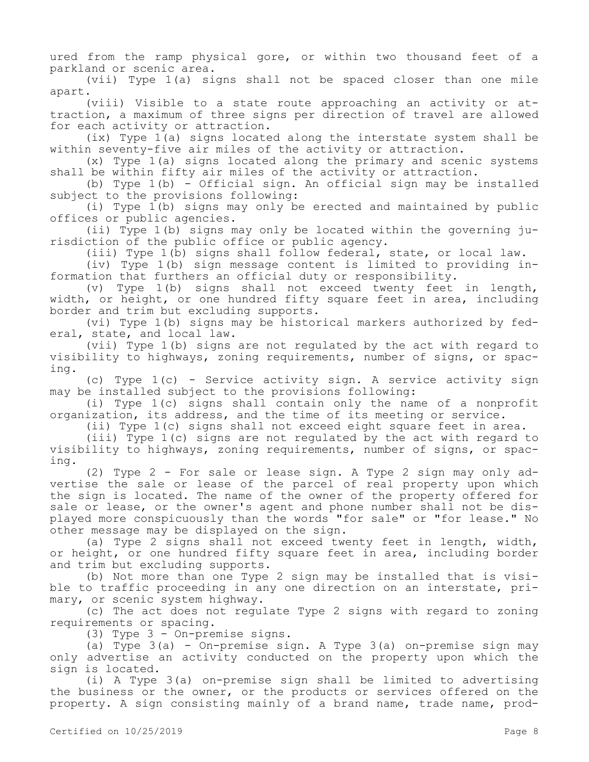ured from the ramp physical gore, or within two thousand feet of a parkland or scenic area.

(vii) Type 1(a) signs shall not be spaced closer than one mile apart.

(viii) Visible to a state route approaching an activity or attraction, a maximum of three signs per direction of travel are allowed for each activity or attraction.

(ix) Type 1(a) signs located along the interstate system shall be within seventy-five air miles of the activity or attraction.

(x) Type 1(a) signs located along the primary and scenic systems shall be within fifty air miles of the activity or attraction.

(b) Type 1(b) - Official sign. An official sign may be installed subject to the provisions following:

(i) Type 1(b) signs may only be erected and maintained by public offices or public agencies.

(ii) Type 1(b) signs may only be located within the governing jurisdiction of the public office or public agency.

(iii) Type 1(b) signs shall follow federal, state, or local law.

(iv) Type 1(b) sign message content is limited to providing information that furthers an official duty or responsibility.

(v) Type 1(b) signs shall not exceed twenty feet in length, width, or height, or one hundred fifty square feet in area, including border and trim but excluding supports.

(vi) Type 1(b) signs may be historical markers authorized by federal, state, and local law.

(vii) Type 1(b) signs are not regulated by the act with regard to visibility to highways, zoning requirements, number of signs, or spacing.

(c) Type 1(c) - Service activity sign. A service activity sign may be installed subject to the provisions following:

(i) Type 1(c) signs shall contain only the name of a nonprofit organization, its address, and the time of its meeting or service.

(ii) Type 1(c) signs shall not exceed eight square feet in area.

(iii) Type 1(c) signs are not regulated by the act with regard to visibility to highways, zoning requirements, number of signs, or spacing.

(2) Type 2 - For sale or lease sign. A Type 2 sign may only advertise the sale or lease of the parcel of real property upon which the sign is located. The name of the owner of the property offered for sale or lease, or the owner's agent and phone number shall not be displayed more conspicuously than the words "for sale" or "for lease." No other message may be displayed on the sign.

(a) Type 2 signs shall not exceed twenty feet in length, width, or height, or one hundred fifty square feet in area, including border and trim but excluding supports.

(b) Not more than one Type 2 sign may be installed that is visible to traffic proceeding in any one direction on an interstate, primary, or scenic system highway.

(c) The act does not regulate Type 2 signs with regard to zoning requirements or spacing.

(3) Type 3 - On-premise signs.

(a) Type 3(a) - On-premise sign. A Type 3(a) on-premise sign may only advertise an activity conducted on the property upon which the sign is located.

(i) A Type 3(a) on-premise sign shall be limited to advertising the business or the owner, or the products or services offered on the property. A sign consisting mainly of a brand name, trade name, prod-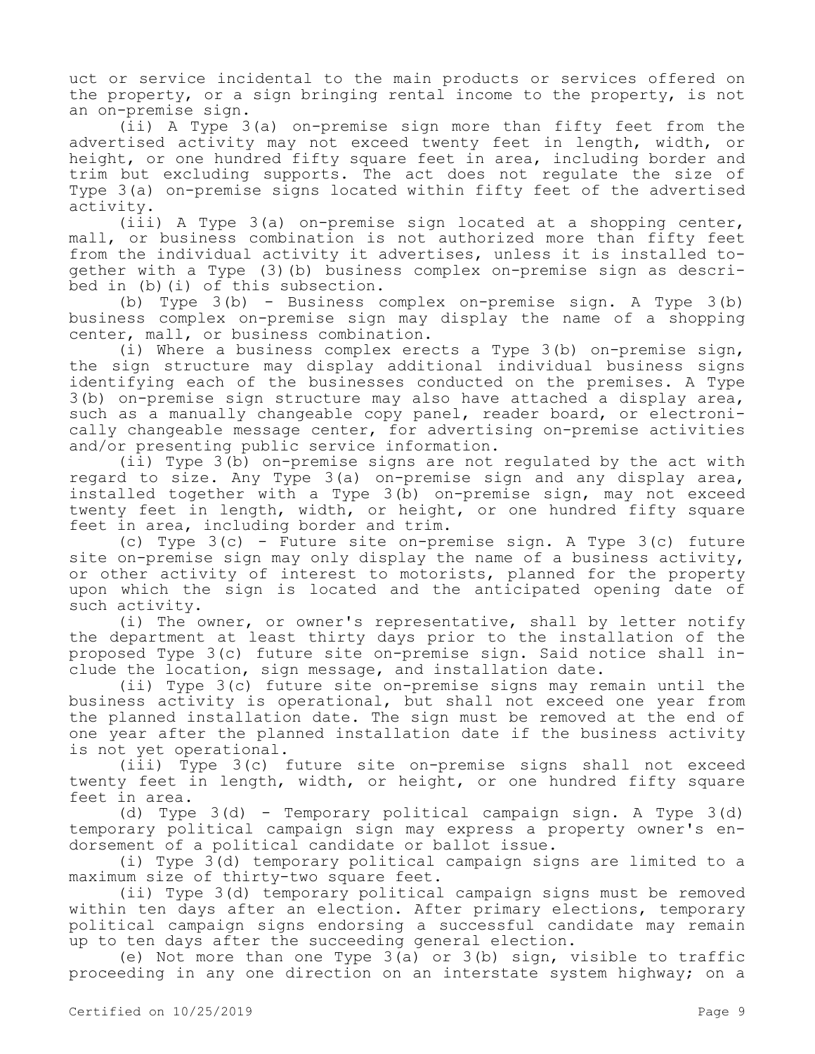uct or service incidental to the main products or services offered on the property, or a sign bringing rental income to the property, is not an on-premise sign.

(ii) A Type 3(a) on-premise sign more than fifty feet from the advertised activity may not exceed twenty feet in length, width, or height, or one hundred fifty square feet in area, including border and trim but excluding supports. The act does not regulate the size of Type 3(a) on-premise signs located within fifty feet of the advertised activity.

(iii) A Type 3(a) on-premise sign located at a shopping center, mall, or business combination is not authorized more than fifty feet from the individual activity it advertises, unless it is installed together with a Type (3)(b) business complex on-premise sign as described in (b)(i) of this subsection.

(b) Type 3(b) - Business complex on-premise sign. A Type 3(b) business complex on-premise sign may display the name of a shopping center, mall, or business combination.

(i) Where a business complex erects a Type 3(b) on-premise sign, the sign structure may display additional individual business signs identifying each of the businesses conducted on the premises. A Type 3(b) on-premise sign structure may also have attached a display area, such as a manually changeable copy panel, reader board, or electronically changeable message center, for advertising on-premise activities and/or presenting public service information.

(ii) Type 3(b) on-premise signs are not regulated by the act with regard to size. Any Type 3(a) on-premise sign and any display area, installed together with a Type 3(b) on-premise sign, may not exceed twenty feet in length, width, or height, or one hundred fifty square feet in area, including border and trim.

(c) Type 3(c) - Future site on-premise sign. A Type 3(c) future site on-premise sign may only display the name of a business activity, or other activity of interest to motorists, planned for the property upon which the sign is located and the anticipated opening date of such activity.

(i) The owner, or owner's representative, shall by letter notify the department at least thirty days prior to the installation of the proposed Type 3(c) future site on-premise sign. Said notice shall include the location, sign message, and installation date.

(ii) Type 3(c) future site on-premise signs may remain until the business activity is operational, but shall not exceed one year from the planned installation date. The sign must be removed at the end of one year after the planned installation date if the business activity is not yet operational.

(iii) Type 3(c) future site on-premise signs shall not exceed twenty feet in length, width, or height, or one hundred fifty square feet in area.

(d) Type 3(d) - Temporary political campaign sign. A Type 3(d) temporary political campaign sign may express a property owner's endorsement of a political candidate or ballot issue.

(i) Type 3(d) temporary political campaign signs are limited to a maximum size of thirty-two square feet.

(ii) Type 3(d) temporary political campaign signs must be removed within ten days after an election. After primary elections, temporary political campaign signs endorsing a successful candidate may remain up to ten days after the succeeding general election.

(e) Not more than one Type 3(a) or 3(b) sign, visible to traffic proceeding in any one direction on an interstate system highway; on a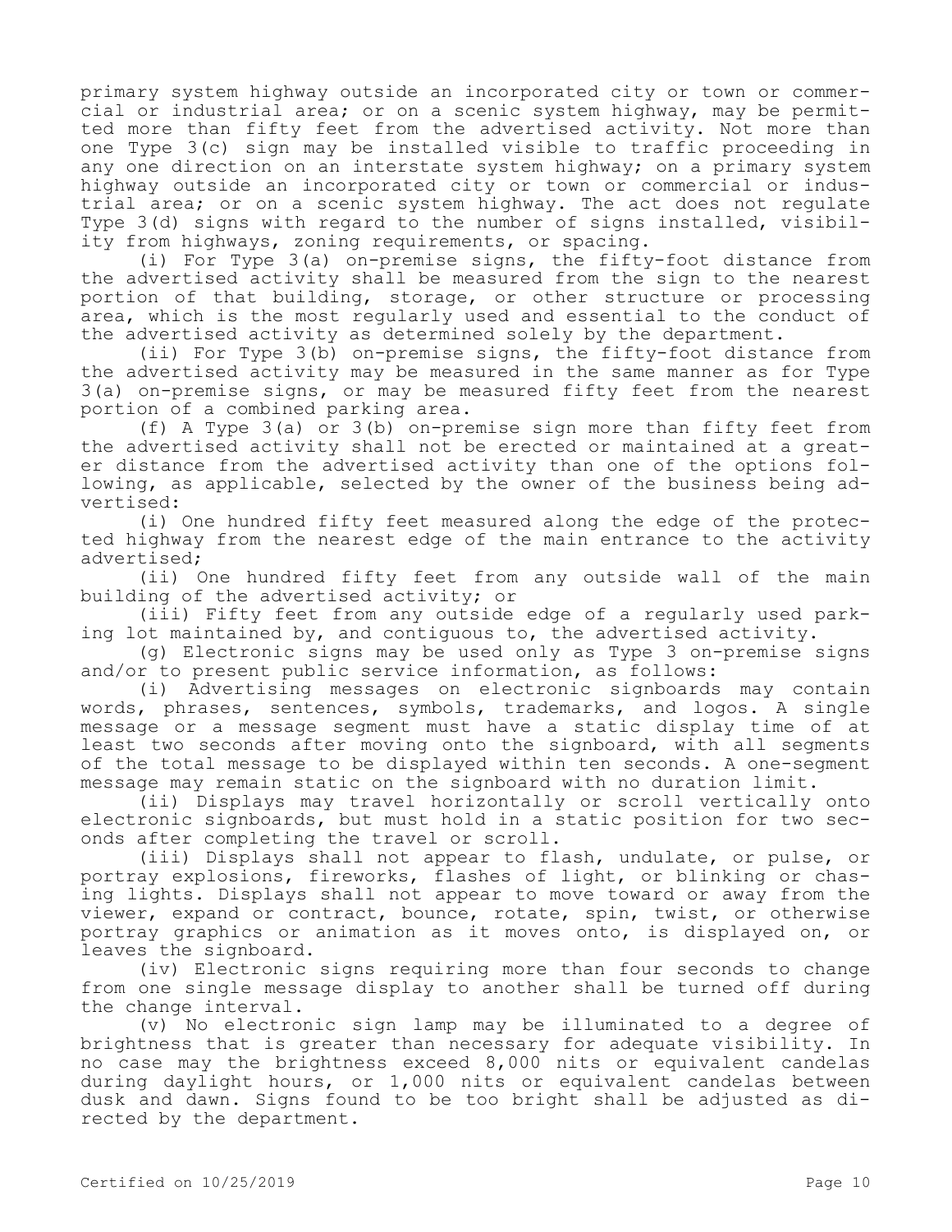primary system highway outside an incorporated city or town or commercial or industrial area; or on a scenic system highway, may be permitted more than fifty feet from the advertised activity. Not more than one Type 3(c) sign may be installed visible to traffic proceeding in any one direction on an interstate system highway; on a primary system highway outside an incorporated city or town or commercial or industrial area; or on a scenic system highway. The act does not regulate Type 3(d) signs with regard to the number of signs installed, visibility from highways, zoning requirements, or spacing.

(i) For Type 3(a) on-premise signs, the fifty-foot distance from the advertised activity shall be measured from the sign to the nearest portion of that building, storage, or other structure or processing area, which is the most regularly used and essential to the conduct of the advertised activity as determined solely by the department.

(ii) For Type 3(b) on-premise signs, the fifty-foot distance from the advertised activity may be measured in the same manner as for Type 3(a) on-premise signs, or may be measured fifty feet from the nearest portion of a combined parking area.

(f) A Type 3(a) or 3(b) on-premise sign more than fifty feet from the advertised activity shall not be erected or maintained at a greater distance from the advertised activity than one of the options following, as applicable, selected by the owner of the business being advertised:

(i) One hundred fifty feet measured along the edge of the protected highway from the nearest edge of the main entrance to the activity advertised;

(ii) One hundred fifty feet from any outside wall of the main building of the advertised activity; or

(iii) Fifty feet from any outside edge of a regularly used parking lot maintained by, and contiguous to, the advertised activity.

(g) Electronic signs may be used only as Type 3 on-premise signs and/or to present public service information, as follows:

(i) Advertising messages on electronic signboards may contain words, phrases, sentences, symbols, trademarks, and logos. A single message or a message segment must have a static display time of at least two seconds after moving onto the signboard, with all segments of the total message to be displayed within ten seconds. A one-segment message may remain static on the signboard with no duration limit.

(ii) Displays may travel horizontally or scroll vertically onto electronic signboards, but must hold in a static position for two seconds after completing the travel or scroll.

(iii) Displays shall not appear to flash, undulate, or pulse, or portray explosions, fireworks, flashes of light, or blinking or chasing lights. Displays shall not appear to move toward or away from the viewer, expand or contract, bounce, rotate, spin, twist, or otherwise portray graphics or animation as it moves onto, is displayed on, or leaves the signboard.

(iv) Electronic signs requiring more than four seconds to change from one single message display to another shall be turned off during the change interval.

(v) No electronic sign lamp may be illuminated to a degree of brightness that is greater than necessary for adequate visibility. In no case may the brightness exceed 8,000 nits or equivalent candelas during daylight hours, or 1,000 nits or equivalent candelas between dusk and dawn. Signs found to be too bright shall be adjusted as directed by the department.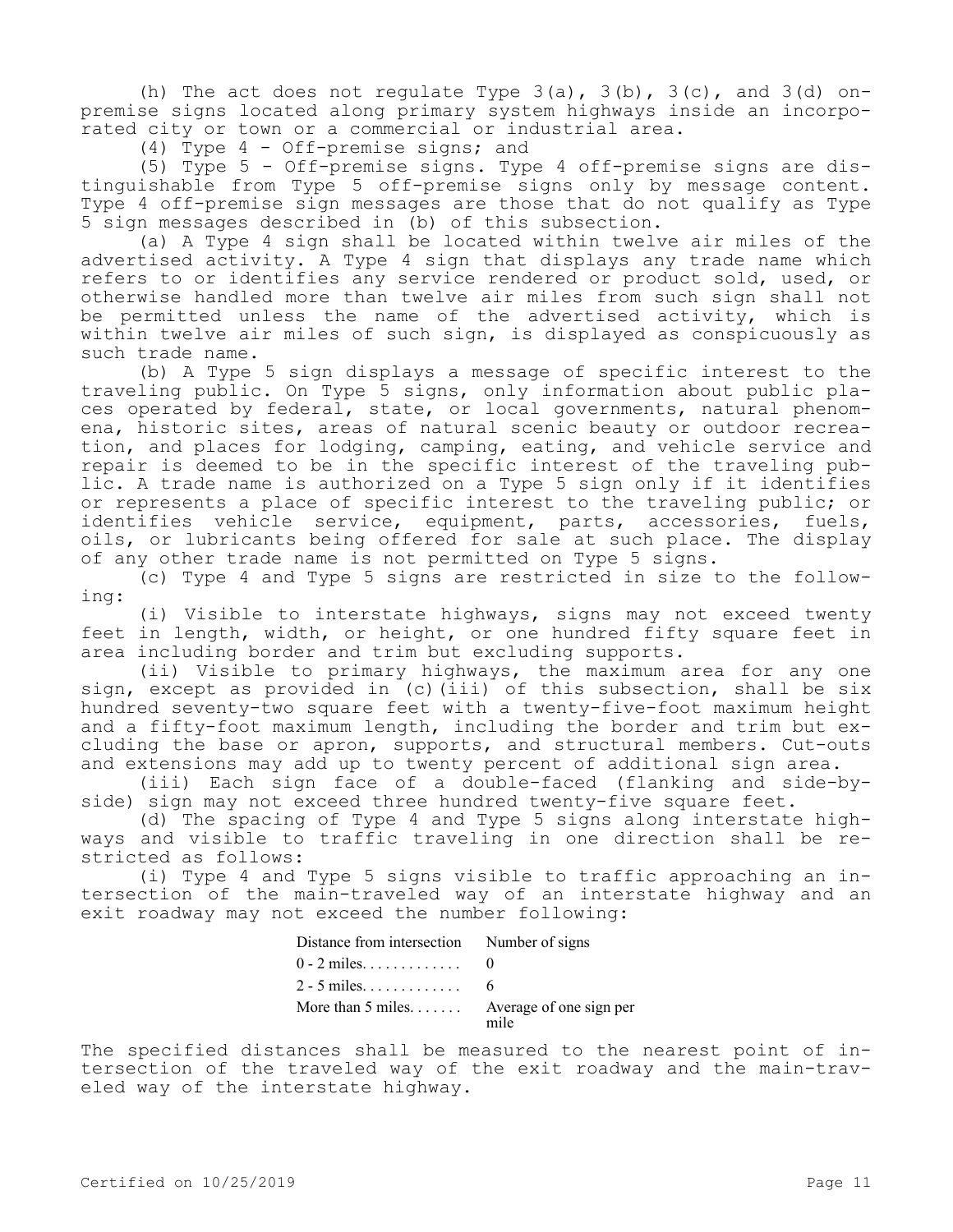(h) The act does not regulate Type 3(a), 3(b), 3(c), and 3(d) on-premise signs located along primary system highways inside an incorporated city or town or a commercial or industrial area.

(4) Type 4 - Off-premise signs; and

(5) Type 5 - Off-premise signs. Type 4 off-premise signs are distinguishable from Type 5 off-premise signs only by message content. Type 4 off-premise sign messages are those that do not qualify as Type 5 sign messages described in (b) of this subsection.

(a) A Type 4 sign shall be located within twelve air miles of the advertised activity. A Type 4 sign that displays any trade name which refers to or identifies any service rendered or product sold, used, or otherwise handled more than twelve air miles from such sign shall not be permitted unless the name of the advertised activity, which is within twelve air miles of such sign, is displayed as conspicuously as such trade name.

(b) A Type 5 sign displays a message of specific interest to the traveling public. On Type 5 signs, only information about public places operated by federal, state, or local governments, natural phenomena, historic sites, areas of natural scenic beauty or outdoor recreation, and places for lodging, camping, eating, and vehicle service and repair is deemed to be in the specific interest of the traveling public. A trade name is authorized on a Type 5 sign only if it identifies or represents a place of specific interest to the traveling public; or identifies vehicle service, equipment, parts, accessories, fuels, oils, or lubricants being offered for sale at such place. The display of any other trade name is not permitted on Type 5 signs.

(c) Type 4 and Type 5 signs are restricted in size to the following:

(i) Visible to interstate highways, signs may not exceed twenty feet in length, width, or height, or one hundred fifty square feet in area including border and trim but excluding supports.

(ii) Visible to primary highways, the maximum area for any one sign, except as provided in (c)(iii) of this subsection, shall be six hundred seventy-two square feet with a twenty-five-foot maximum height and a fifty-foot maximum length, including the border and trim but excluding the base or apron, supports, and structural members. Cut-outs and extensions may add up to twenty percent of additional sign area.

(iii) Each sign face of a double-faced (flanking and side-by-side) sign may not exceed three hundred twenty-five square feet.

(d) The spacing of Type 4 and Type 5 signs along interstate highways and visible to traffic traveling in one direction shall be restricted as follows:

(i) Type 4 and Type 5 signs visible to traffic approaching an intersection of the main-traveled way of an interstate highway and an exit roadway may not exceed the number following:

| Distance from intersection | Number of signs |
|---|---|
| 0 - 2 miles. . . . . . . . . . . . | 0 |
| 2 - 5 miles. . . . . . . . . . . . | 6 |
| More than 5 miles. . . . . . . | Average of one sign per mile |

The specified distances shall be measured to the nearest point of intersection of the traveled way of the exit roadway and the main-traveled way of the interstate highway.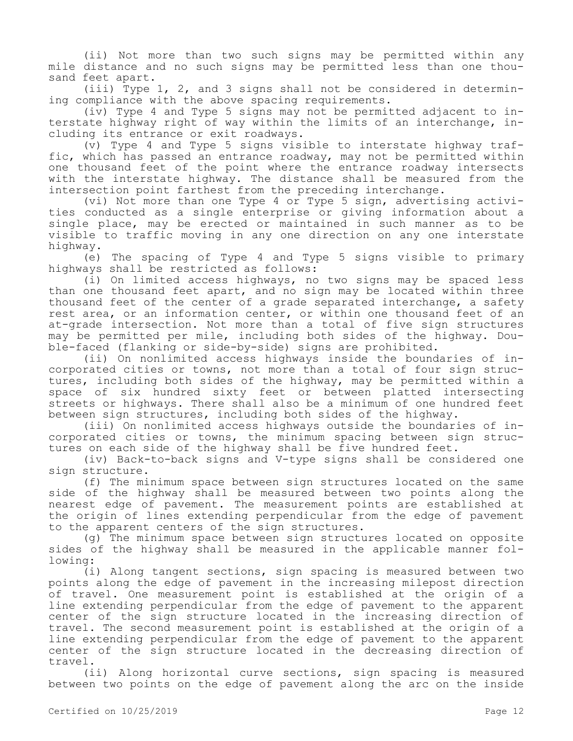(ii) Not more than two such signs may be permitted within any mile distance and no such signs may be permitted less than one thousand feet apart.

(iii) Type 1, 2, and 3 signs shall not be considered in determining compliance with the above spacing requirements.

(iv) Type 4 and Type 5 signs may not be permitted adjacent to interstate highway right of way within the limits of an interchange, including its entrance or exit roadways.

(v) Type 4 and Type 5 signs visible to interstate highway traffic, which has passed an entrance roadway, may not be permitted within one thousand feet of the point where the entrance roadway intersects with the interstate highway. The distance shall be measured from the intersection point farthest from the preceding interchange.

(vi) Not more than one Type 4 or Type 5 sign, advertising activities conducted as a single enterprise or giving information about a single place, may be erected or maintained in such manner as to be visible to traffic moving in any one direction on any one interstate highway.

(e) The spacing of Type 4 and Type 5 signs visible to primary highways shall be restricted as follows:

(i) On limited access highways, no two signs may be spaced less than one thousand feet apart, and no sign may be located within three thousand feet of the center of a grade separated interchange, a safety rest area, or an information center, or within one thousand feet of an at-grade intersection. Not more than a total of five sign structures may be permitted per mile, including both sides of the highway. Double-faced (flanking or side-by-side) signs are prohibited.

(ii) On nonlimited access highways inside the boundaries of incorporated cities or towns, not more than a total of four sign structures, including both sides of the highway, may be permitted within a space of six hundred sixty feet or between platted intersecting streets or highways. There shall also be a minimum of one hundred feet between sign structures, including both sides of the highway.

(iii) On nonlimited access highways outside the boundaries of incorporated cities or towns, the minimum spacing between sign structures on each side of the highway shall be five hundred feet.

(iv) Back-to-back signs and V-type signs shall be considered one sign structure.

(f) The minimum space between sign structures located on the same side of the highway shall be measured between two points along the nearest edge of pavement. The measurement points are established at the origin of lines extending perpendicular from the edge of pavement to the apparent centers of the sign structures.

(g) The minimum space between sign structures located on opposite sides of the highway shall be measured in the applicable manner following:

(i) Along tangent sections, sign spacing is measured between two points along the edge of pavement in the increasing milepost direction of travel. One measurement point is established at the origin of a line extending perpendicular from the edge of pavement to the apparent center of the sign structure located in the increasing direction of travel. The second measurement point is established at the origin of a line extending perpendicular from the edge of pavement to the apparent center of the sign structure located in the decreasing direction of travel.

(ii) Along horizontal curve sections, sign spacing is measured between two points on the edge of pavement along the arc on the inside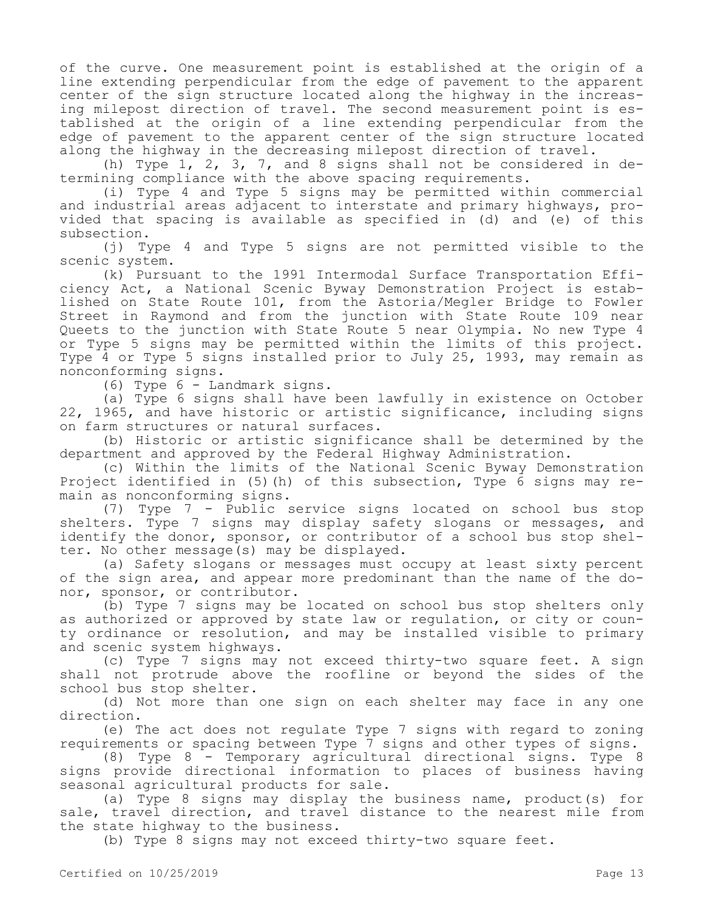of the curve. One measurement point is established at the origin of a line extending perpendicular from the edge of pavement to the apparent center of the sign structure located along the highway in the increasing milepost direction of travel. The second measurement point is established at the origin of a line extending perpendicular from the edge of pavement to the apparent center of the sign structure located along the highway in the decreasing milepost direction of travel.

(h) Type 1, 2, 3, 7, and 8 signs shall not be considered in determining compliance with the above spacing requirements.

(i) Type 4 and Type 5 signs may be permitted within commercial and industrial areas adjacent to interstate and primary highways, provided that spacing is available as specified in (d) and (e) of this subsection.

(j) Type 4 and Type 5 signs are not permitted visible to the scenic system.

(k) Pursuant to the 1991 Intermodal Surface Transportation Efficiency Act, a National Scenic Byway Demonstration Project is established on State Route 101, from the Astoria/Megler Bridge to Fowler Street in Raymond and from the junction with State Route 109 near Queets to the junction with State Route 5 near Olympia. No new Type 4 or Type 5 signs may be permitted within the limits of this project. Type 4 or Type 5 signs installed prior to July 25, 1993, may remain as nonconforming signs.

(6) Type 6 - Landmark signs.

(a) Type 6 signs shall have been lawfully in existence on October 22, 1965, and have historic or artistic significance, including signs on farm structures or natural surfaces.

(b) Historic or artistic significance shall be determined by the department and approved by the Federal Highway Administration.

(c) Within the limits of the National Scenic Byway Demonstration Project identified in (5)(h) of this subsection, Type 6 signs may remain as nonconforming signs.

(7) Type 7 - Public service signs located on school bus stop shelters. Type 7 signs may display safety slogans or messages, and identify the donor, sponsor, or contributor of a school bus stop shelter. No other message(s) may be displayed.

(a) Safety slogans or messages must occupy at least sixty percent of the sign area, and appear more predominant than the name of the donor, sponsor, or contributor.

(b) Type 7 signs may be located on school bus stop shelters only as authorized or approved by state law or regulation, or city or county ordinance or resolution, and may be installed visible to primary and scenic system highways.

(c) Type 7 signs may not exceed thirty-two square feet. A sign shall not protrude above the roofline or beyond the sides of the school bus stop shelter.

(d) Not more than one sign on each shelter may face in any one direction.

(e) The act does not regulate Type 7 signs with regard to zoning requirements or spacing between Type 7 signs and other types of signs.

(8) Type 8 - Temporary agricultural directional signs. Type 8 signs provide directional information to places of business having seasonal agricultural products for sale.

(a) Type 8 signs may display the business name, product(s) for sale, travel direction, and travel distance to the nearest mile from the state highway to the business.

(b) Type 8 signs may not exceed thirty-two square feet.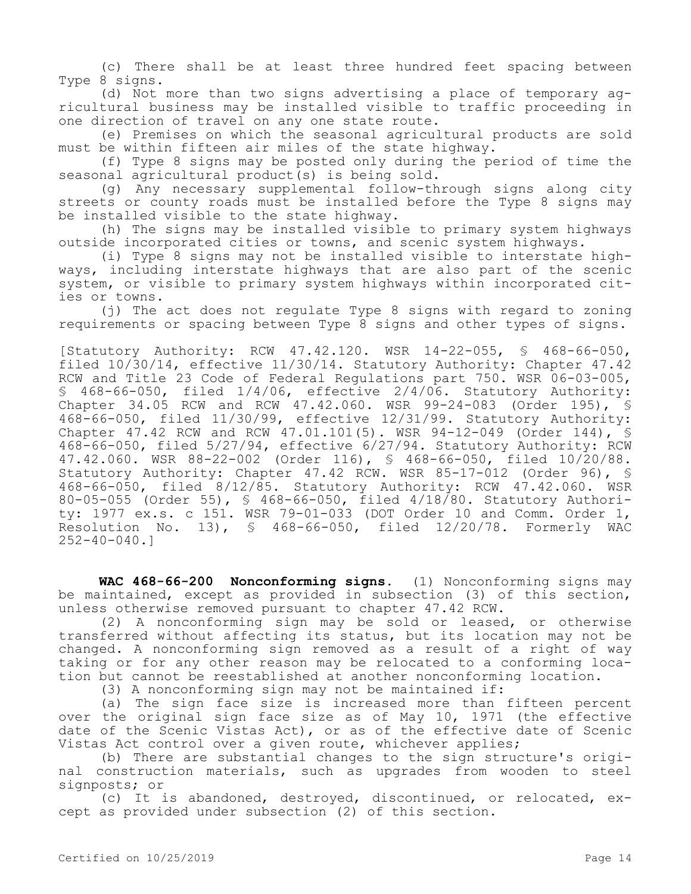(c) There shall be at least three hundred feet spacing between Type 8 signs.

(d) Not more than two signs advertising a place of temporary agricultural business may be installed visible to traffic proceeding in one direction of travel on any one state route.

(e) Premises on which the seasonal agricultural products are sold must be within fifteen air miles of the state highway.

(f) Type 8 signs may be posted only during the period of time the seasonal agricultural product(s) is being sold.

(g) Any necessary supplemental follow-through signs along city streets or county roads must be installed before the Type 8 signs may be installed visible to the state highway.

(h) The signs may be installed visible to primary system highways outside incorporated cities or towns, and scenic system highways.

(i) Type 8 signs may not be installed visible to interstate highways, including interstate highways that are also part of the scenic system, or visible to primary system highways within incorporated cities or towns.

(j) The act does not regulate Type 8 signs with regard to zoning requirements or spacing between Type 8 signs and other types of signs.

[Statutory Authority: RCW 47.42.120. WSR 14-22-055, § 468-66-050, filed 10/30/14, effective 11/30/14. Statutory Authority: Chapter 47.42 RCW and Title 23 Code of Federal Regulations part 750. WSR 06-03-005, § 468-66-050, filed 1/4/06, effective 2/4/06. Statutory Authority: Chapter 34.05 RCW and RCW 47.42.060. WSR 99-24-083 (Order 195), § 468-66-050, filed 11/30/99, effective 12/31/99. Statutory Authority: Chapter 47.42 RCW and RCW 47.01.101(5). WSR 94-12-049 (Order 144), § 468-66-050, filed 5/27/94, effective 6/27/94. Statutory Authority: RCW 47.42.060. WSR 88-22-002 (Order 116), § 468-66-050, filed 10/20/88. Statutory Authority: Chapter 47.42 RCW. WSR 85-17-012 (Order 96), § 468-66-050, filed 8/12/85. Statutory Authority: RCW 47.42.060. WSR 80-05-055 (Order 55), § 468-66-050, filed 4/18/80. Statutory Authority: 1977 ex.s. c 151. WSR 79-01-033 (DOT Order 10 and Comm. Order 1, Resolution No. 13), § 468-66-050, filed 12/20/78. Formerly WAC 252-40-040.]

**WAC 468-66-200 Nonconforming signs.** (1) Nonconforming signs may be maintained, except as provided in subsection (3) of this section, unless otherwise removed pursuant to chapter 47.42 RCW.

(2) A nonconforming sign may be sold or leased, or otherwise transferred without affecting its status, but its location may not be changed. A nonconforming sign removed as a result of a right of way taking or for any other reason may be relocated to a conforming location but cannot be reestablished at another nonconforming location.

(3) A nonconforming sign may not be maintained if:

(a) The sign face size is increased more than fifteen percent over the original sign face size as of May 10, 1971 (the effective date of the Scenic Vistas Act), or as of the effective date of Scenic Vistas Act control over a given route, whichever applies;

(b) There are substantial changes to the sign structure's original construction materials, such as upgrades from wooden to steel signposts; or

(c) It is abandoned, destroyed, discontinued, or relocated, except as provided under subsection (2) of this section.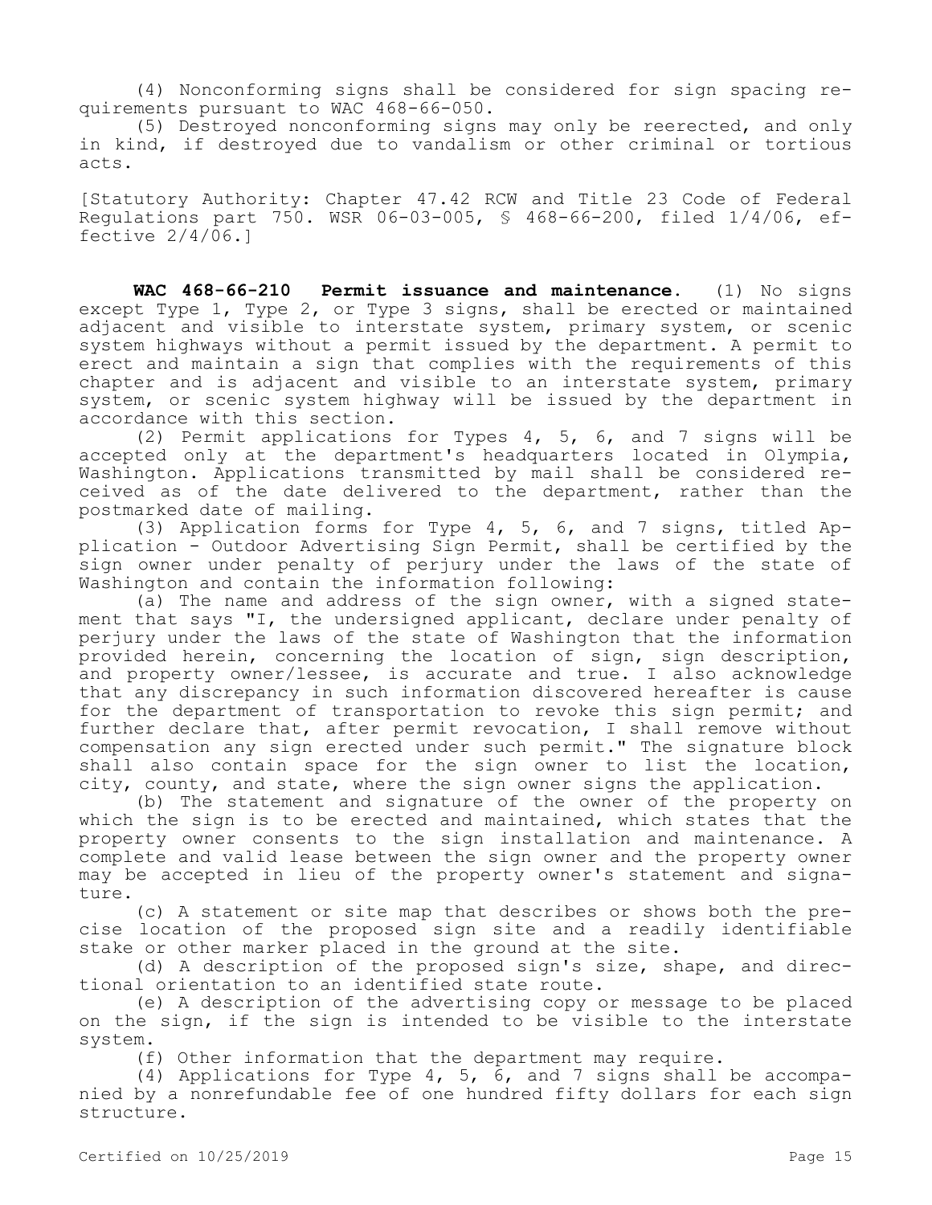(4) Nonconforming signs shall be considered for sign spacing requirements pursuant to WAC 468-66-050.

(5) Destroyed nonconforming signs may only be reerected, and only in kind, if destroyed due to vandalism or other criminal or tortious acts.

[Statutory Authority: Chapter 47.42 RCW and Title 23 Code of Federal Regulations part 750. WSR 06-03-005, § 468-66-200, filed 1/4/06, effective 2/4/06.]

**WAC 468-66-210 Permit issuance and maintenance.** (1) No signs except Type 1, Type 2, or Type 3 signs, shall be erected or maintained adjacent and visible to interstate system, primary system, or scenic system highways without a permit issued by the department. A permit to erect and maintain a sign that complies with the requirements of this chapter and is adjacent and visible to an interstate system, primary system, or scenic system highway will be issued by the department in accordance with this section.

(2) Permit applications for Types 4, 5, 6, and 7 signs will be accepted only at the department's headquarters located in Olympia, Washington. Applications transmitted by mail shall be considered received as of the date delivered to the department, rather than the postmarked date of mailing.

(3) Application forms for Type 4, 5, 6, and 7 signs, titled Application - Outdoor Advertising Sign Permit, shall be certified by the sign owner under penalty of perjury under the laws of the state of Washington and contain the information following:

(a) The name and address of the sign owner, with a signed statement that says "I, the undersigned applicant, declare under penalty of perjury under the laws of the state of Washington that the information provided herein, concerning the location of sign, sign description, and property owner/lessee, is accurate and true. I also acknowledge that any discrepancy in such information discovered hereafter is cause for the department of transportation to revoke this sign permit; and further declare that, after permit revocation, I shall remove without compensation any sign erected under such permit." The signature block shall also contain space for the sign owner to list the location, city, county, and state, where the sign owner signs the application.

(b) The statement and signature of the owner of the property on which the sign is to be erected and maintained, which states that the property owner consents to the sign installation and maintenance. A complete and valid lease between the sign owner and the property owner may be accepted in lieu of the property owner's statement and signature.

(c) A statement or site map that describes or shows both the precise location of the proposed sign site and a readily identifiable stake or other marker placed in the ground at the site.

(d) A description of the proposed sign's size, shape, and directional orientation to an identified state route.

(e) A description of the advertising copy or message to be placed on the sign, if the sign is intended to be visible to the interstate system.

(f) Other information that the department may require.

(4) Applications for Type 4, 5, 6, and 7 signs shall be accompanied by a nonrefundable fee of one hundred fifty dollars for each sign structure.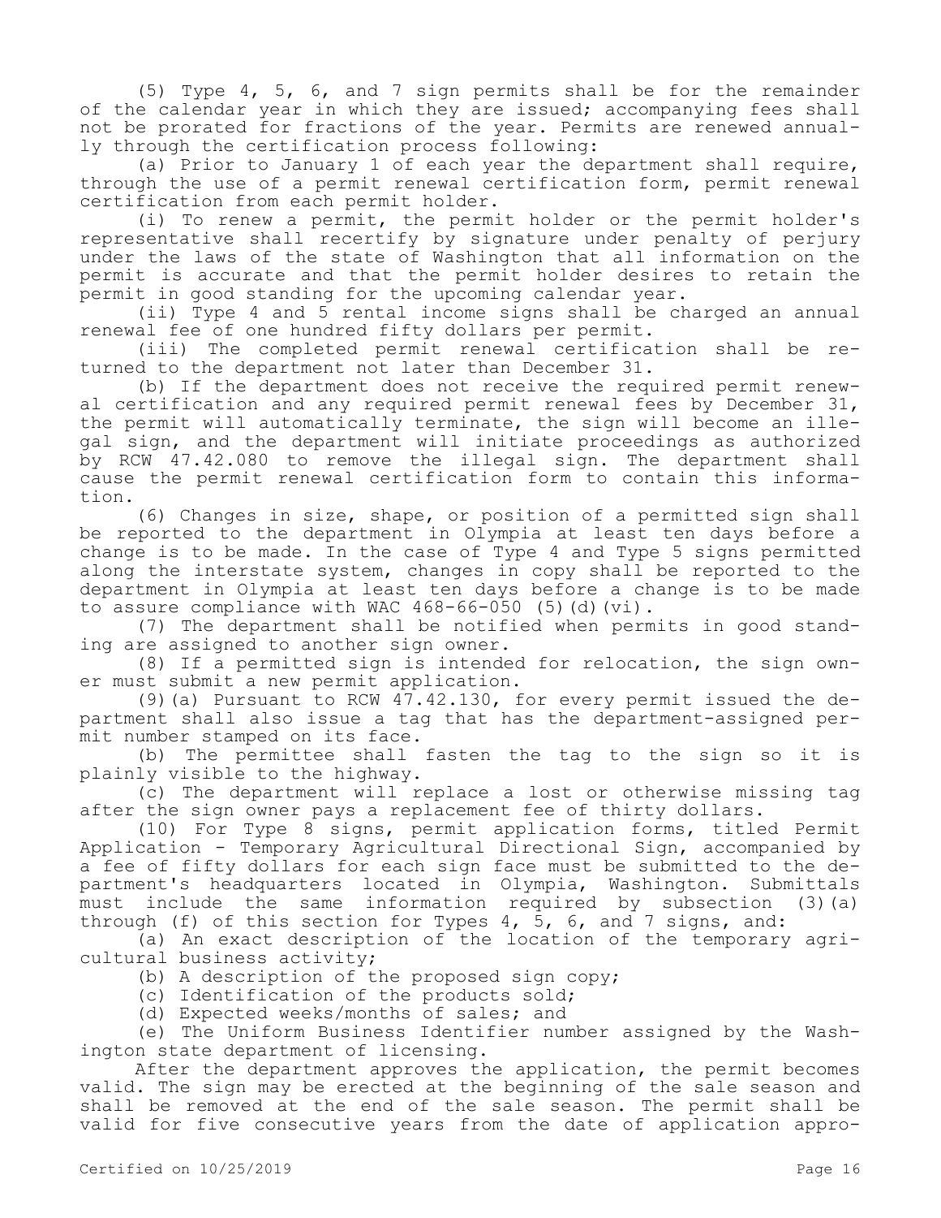(5) Type 4, 5, 6, and 7 sign permits shall be for the remainder of the calendar year in which they are issued; accompanying fees shall not be prorated for fractions of the year. Permits are renewed annually through the certification process following:

(a) Prior to January 1 of each year the department shall require, through the use of a permit renewal certification form, permit renewal certification from each permit holder.

(i) To renew a permit, the permit holder or the permit holder's representative shall recertify by signature under penalty of perjury under the laws of the state of Washington that all information on the permit is accurate and that the permit holder desires to retain the permit in good standing for the upcoming calendar year.

(ii) Type 4 and 5 rental income signs shall be charged an annual renewal fee of one hundred fifty dollars per permit.

(iii) The completed permit renewal certification shall be returned to the department not later than December 31.

(b) If the department does not receive the required permit renewal certification and any required permit renewal fees by December 31, the permit will automatically terminate, the sign will become an illegal sign, and the department will initiate proceedings as authorized by RCW 47.42.080 to remove the illegal sign. The department shall cause the permit renewal certification form to contain this information.

(6) Changes in size, shape, or position of a permitted sign shall be reported to the department in Olympia at least ten days before a change is to be made. In the case of Type 4 and Type 5 signs permitted along the interstate system, changes in copy shall be reported to the department in Olympia at least ten days before a change is to be made to assure compliance with WAC 468-66-050 (5)(d)(vi).

(7) The department shall be notified when permits in good standing are assigned to another sign owner.

(8) If a permitted sign is intended for relocation, the sign owner must submit a new permit application.

(9)(a) Pursuant to RCW 47.42.130, for every permit issued the department shall also issue a tag that has the department-assigned permit number stamped on its face.

(b) The permittee shall fasten the tag to the sign so it is plainly visible to the highway.

(c) The department will replace a lost or otherwise missing tag after the sign owner pays a replacement fee of thirty dollars.

(10) For Type 8 signs, permit application forms, titled Permit Application - Temporary Agricultural Directional Sign, accompanied by a fee of fifty dollars for each sign face must be submitted to the department's headquarters located in Olympia, Washington. Submittals must include the same information required by subsection (3)(a) through (f) of this section for Types 4, 5, 6, and 7 signs, and:

(a) An exact description of the location of the temporary agricultural business activity;

(b) A description of the proposed sign copy;

(c) Identification of the products sold;

(d) Expected weeks/months of sales; and

(e) The Uniform Business Identifier number assigned by the Washington state department of licensing.

After the department approves the application, the permit becomes valid. The sign may be erected at the beginning of the sale season and shall be removed at the end of the sale season. The permit shall be valid for five consecutive years from the date of application appro-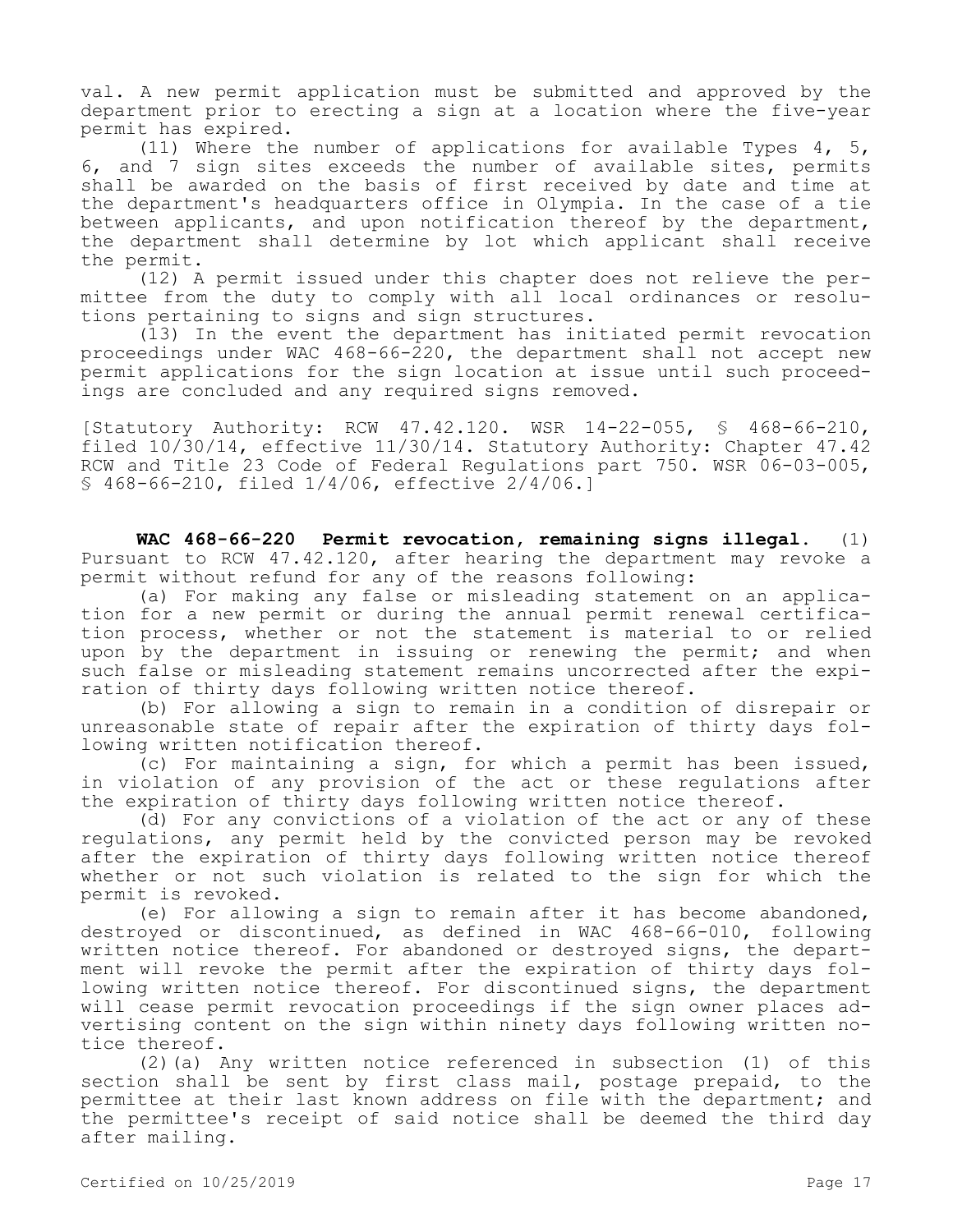val. A new permit application must be submitted and approved by the department prior to erecting a sign at a location where the five-year permit has expired.

(11) Where the number of applications for available Types 4, 5, 6, and 7 sign sites exceeds the number of available sites, permits shall be awarded on the basis of first received by date and time at the department's headquarters office in Olympia. In the case of a tie between applicants, and upon notification thereof by the department, the department shall determine by lot which applicant shall receive the permit.

(12) A permit issued under this chapter does not relieve the permittee from the duty to comply with all local ordinances or resolutions pertaining to signs and sign structures.

(13) In the event the department has initiated permit revocation proceedings under WAC 468-66-220, the department shall not accept new permit applications for the sign location at issue until such proceedings are concluded and any required signs removed.

[Statutory Authority: RCW 47.42.120. WSR 14-22-055, § 468-66-210, filed 10/30/14, effective 11/30/14. Statutory Authority: Chapter 47.42 RCW and Title 23 Code of Federal Regulations part 750. WSR 06-03-005, § 468-66-210, filed 1/4/06, effective 2/4/06.]

**WAC 468-66-220 Permit revocation, remaining signs illegal.** (1) Pursuant to RCW 47.42.120, after hearing the department may revoke a permit without refund for any of the reasons following:

(a) For making any false or misleading statement on an application for a new permit or during the annual permit renewal certification process, whether or not the statement is material to or relied upon by the department in issuing or renewing the permit; and when such false or misleading statement remains uncorrected after the expiration of thirty days following written notice thereof.

(b) For allowing a sign to remain in a condition of disrepair or unreasonable state of repair after the expiration of thirty days following written notification thereof.

(c) For maintaining a sign, for which a permit has been issued, in violation of any provision of the act or these regulations after the expiration of thirty days following written notice thereof.

(d) For any convictions of a violation of the act or any of these regulations, any permit held by the convicted person may be revoked after the expiration of thirty days following written notice thereof whether or not such violation is related to the sign for which the permit is revoked.

(e) For allowing a sign to remain after it has become abandoned, destroyed or discontinued, as defined in WAC 468-66-010, following written notice thereof. For abandoned or destroyed signs, the department will revoke the permit after the expiration of thirty days following written notice thereof. For discontinued signs, the department will cease permit revocation proceedings if the sign owner places advertising content on the sign within ninety days following written notice thereof.

(2)(a) Any written notice referenced in subsection (1) of this section shall be sent by first class mail, postage prepaid, to the permittee at their last known address on file with the department; and the permittee's receipt of said notice shall be deemed the third day after mailing.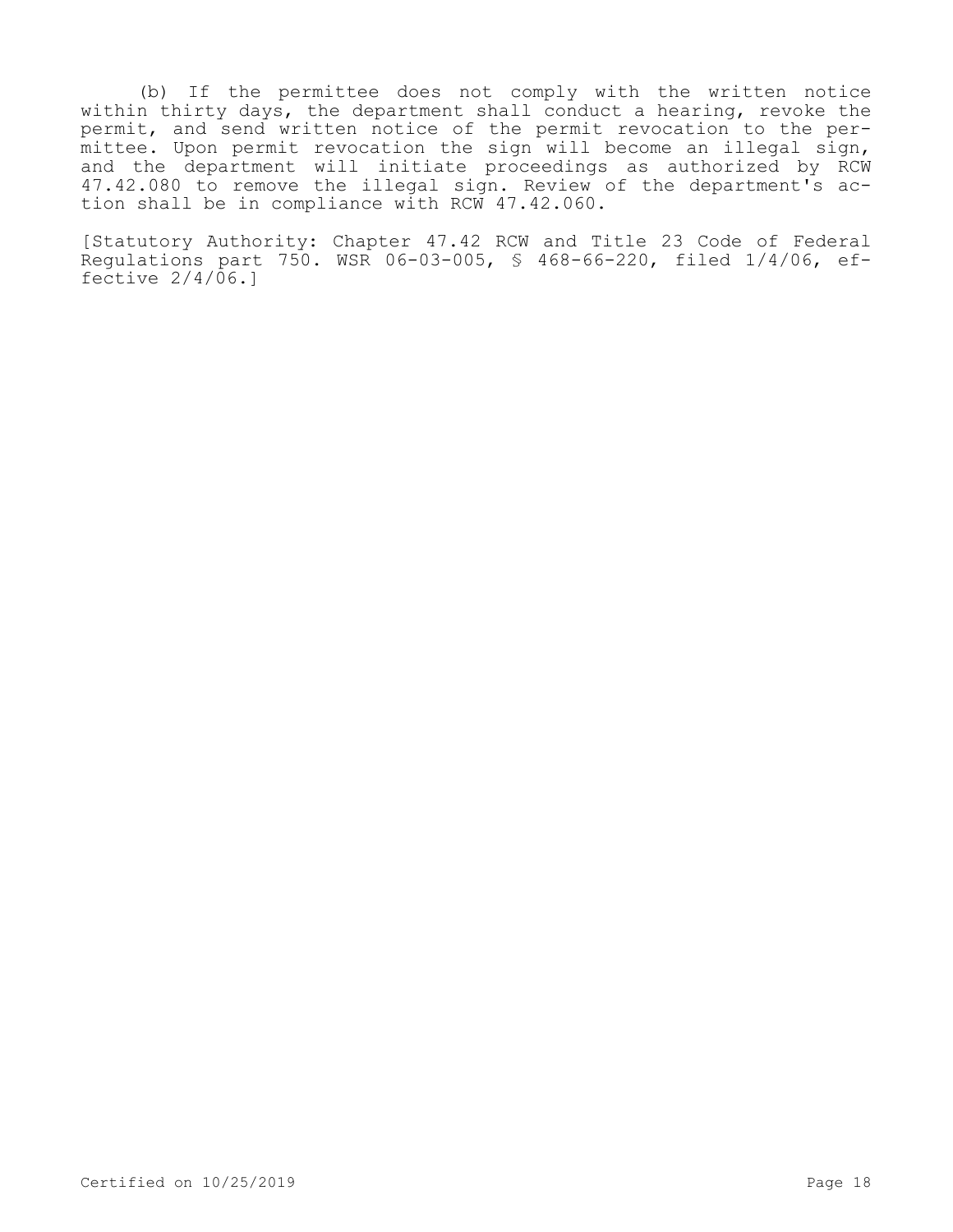(b) If the permittee does not comply with the written notice within thirty days, the department shall conduct a hearing, revoke the permit, and send written notice of the permit revocation to the permittee. Upon permit revocation the sign will become an illegal sign, and the department will initiate proceedings as authorized by RCW 47.42.080 to remove the illegal sign. Review of the department's action shall be in compliance with RCW 47.42.060.

[Statutory Authority: Chapter 47.42 RCW and Title 23 Code of Federal Regulations part 750. WSR 06-03-005, § 468-66-220, filed 1/4/06, effective 2/4/06.]